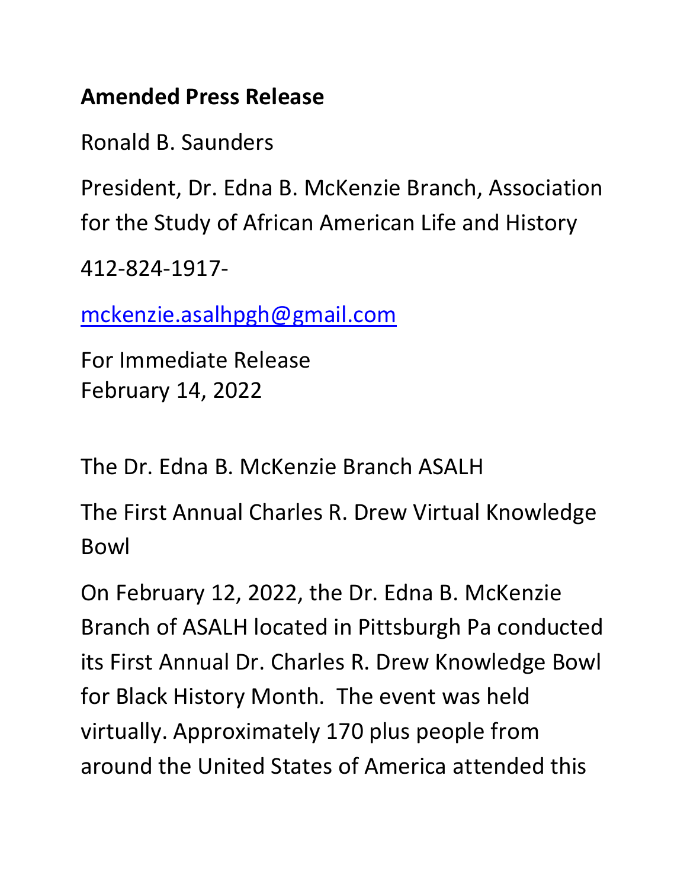**Amended Press Release**

Ronald B. Saunders

President, Dr. Edna B. McKenzie Branch, Association for the Study of African American Life and History

412-824-1917-

mckenzie.asalhpgh@gmail.com

For Immediate Release
February 14, 2022

The Dr. Edna B. McKenzie Branch ASALH

The First Annual Charles R. Drew Virtual Knowledge Bowl

On February 12, 2022, the Dr. Edna B. McKenzie Branch of ASALH located in Pittsburgh Pa conducted its First Annual Dr. Charles R. Drew Knowledge Bowl for Black History Month. The event was held virtually. Approximately 170 plus people from around the United States of America attended this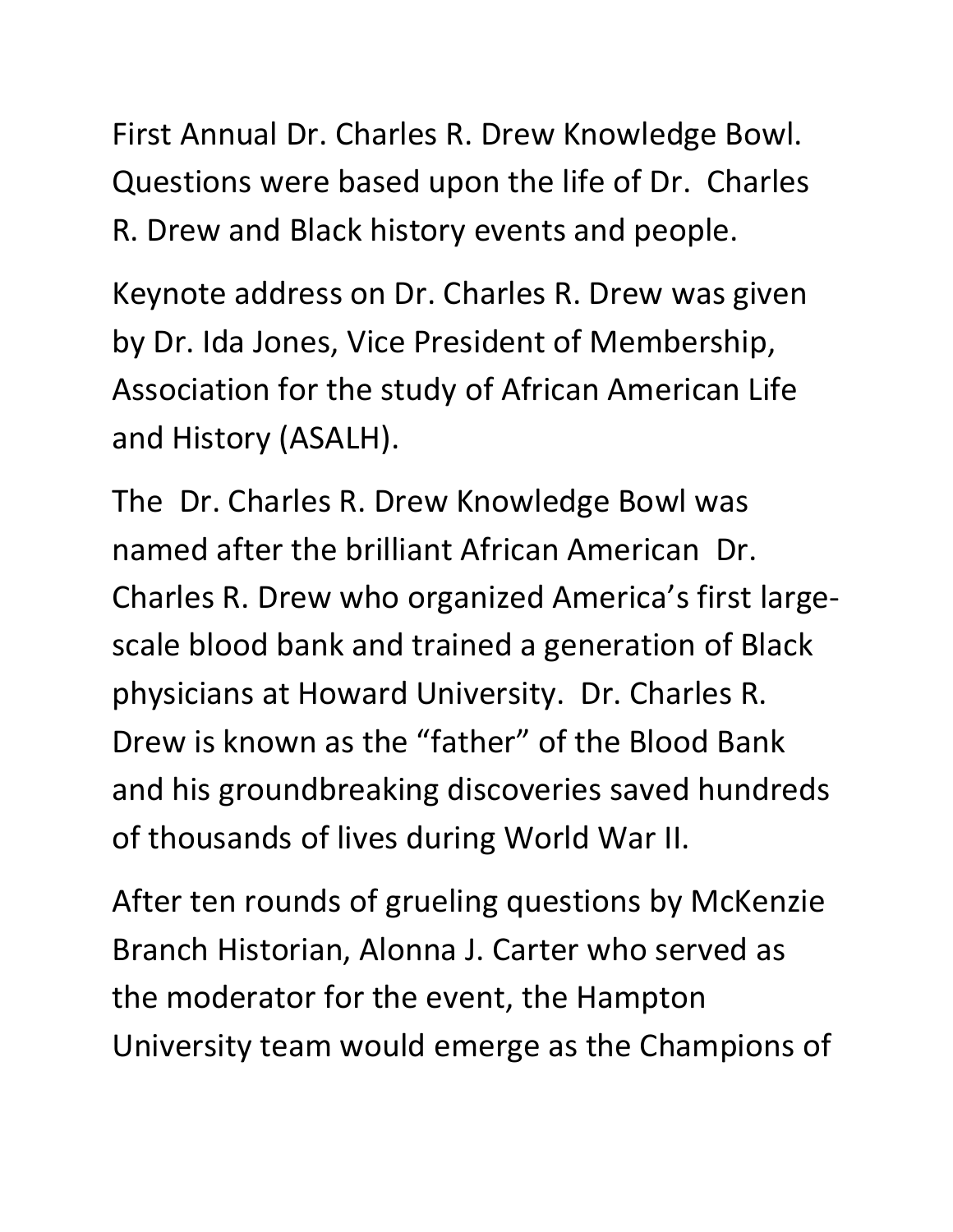First Annual Dr. Charles R. Drew Knowledge Bowl. Questions were based upon the life of Dr. Charles R. Drew and Black history events and people.

Keynote address on Dr. Charles R. Drew was given by Dr. Ida Jones, Vice President of Membership, Association for the study of African American Life and History (ASALH).

The Dr. Charles R. Drew Knowledge Bowl was named after the brilliant African American Dr. Charles R. Drew who organized America's first large-scale blood bank and trained a generation of Black physicians at Howard University. Dr. Charles R. Drew is known as the "father" of the Blood Bank and his groundbreaking discoveries saved hundreds of thousands of lives during World War II.

After ten rounds of grueling questions by McKenzie Branch Historian, Alonna J. Carter who served as the moderator for the event, the Hampton University team would emerge as the Champions of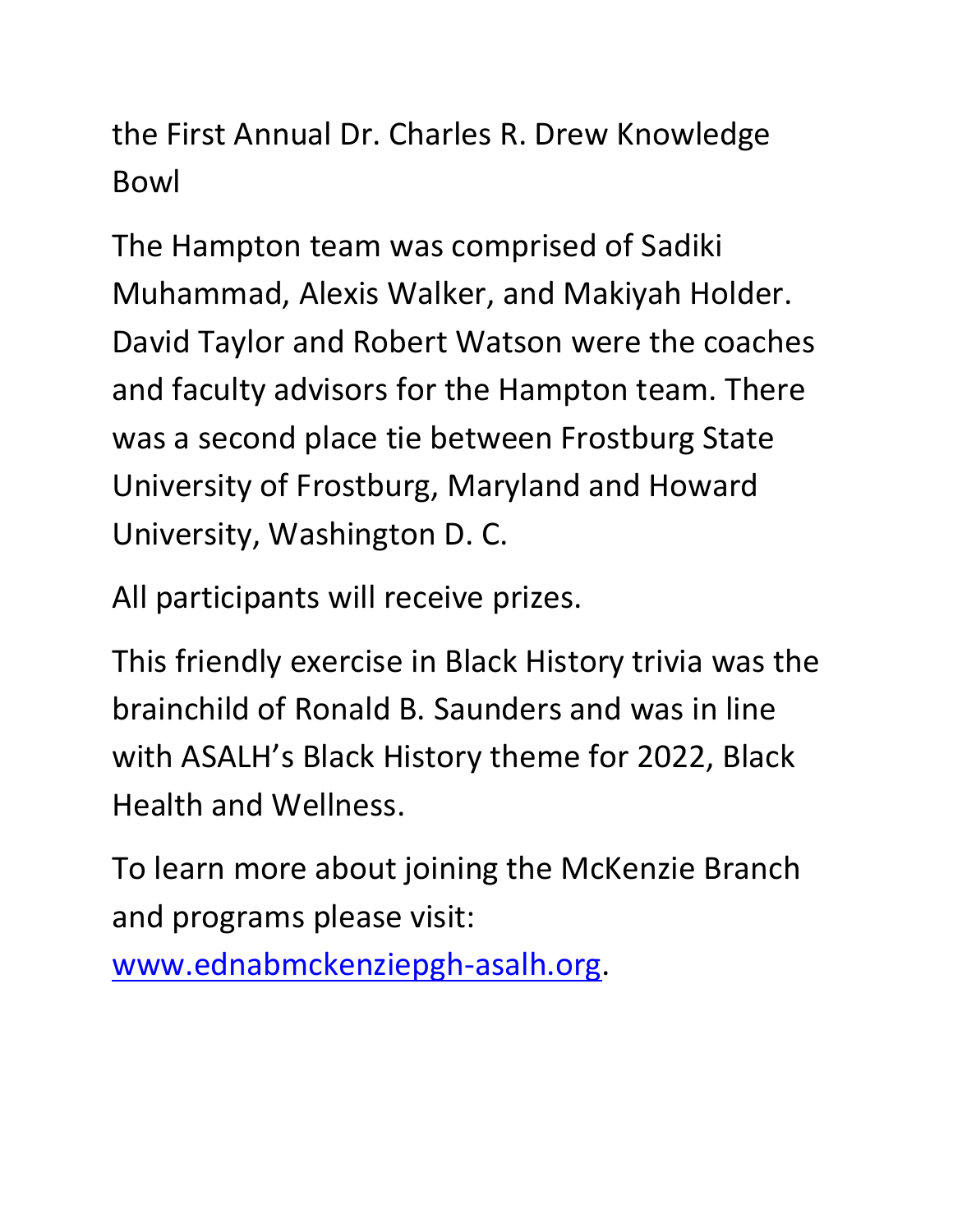the First Annual Dr. Charles R. Drew Knowledge Bowl

The Hampton team was comprised of Sadiki Muhammad, Alexis Walker, and Makiyah Holder. David Taylor and Robert Watson were the coaches and faculty advisors for the Hampton team. There was a second place tie between Frostburg State University of Frostburg, Maryland and Howard University, Washington D. C.

All participants will receive prizes.

This friendly exercise in Black History trivia was the brainchild of Ronald B. Saunders and was in line with ASALH's Black History theme for 2022, Black Health and Wellness.

To learn more about joining the McKenzie Branch and programs please visit: [www.ednabmckenziepgh-asalh.org](http://www.ednabmckenziepgh-asalh.org).